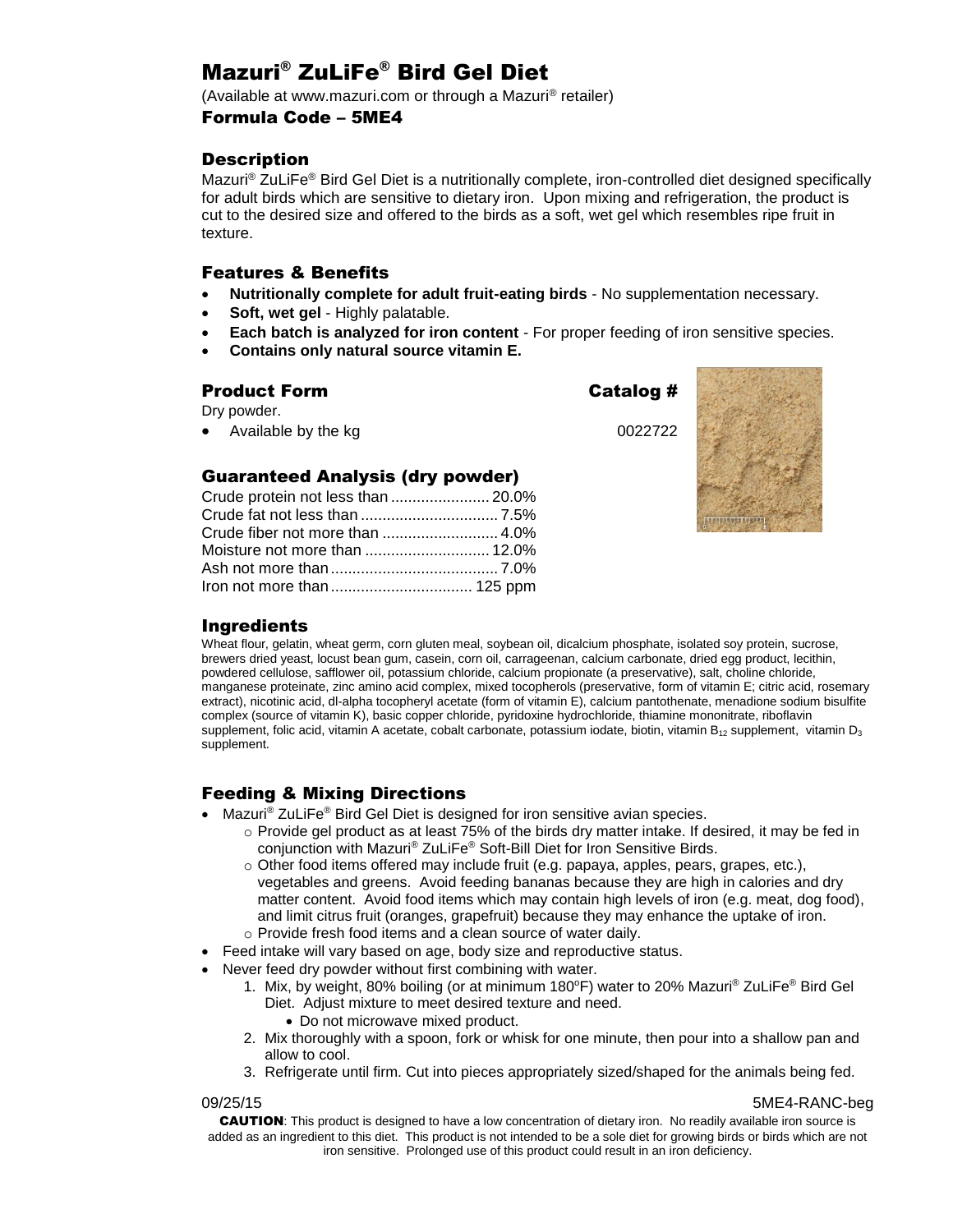# Mazuri® ZuLiFe® Bird Gel Diet

(Available at www.mazuri.com or through a Mazuri® retailer)

### Formula Code – 5ME4

## Description

Mazuri® ZuLiFe® Bird Gel Diet is a nutritionally complete, iron-controlled diet designed specifically for adult birds which are sensitive to dietary iron. Upon mixing and refrigeration, the product is cut to the desired size and offered to the birds as a soft, wet gel which resembles ripe fruit in texture.

## Features & Benefits

- **Nutritionally complete for adult fruit-eating birds** - No supplementation necessary.
- **Soft, wet gel** - Highly palatable.
- **Each batch is analyzed for iron content** - For proper feeding of iron sensitive species.
- **Contains only natural source vitamin E.**

## Product Form

Dry powder.

| Product Form | Catalog # |
|---|---|
| Available by the kg | 0022722 |

## Guaranteed Analysis (dry powder)

| | |
|---|---|
| Crude protein not less than | 20.0% |
| Crude fat not less than | 7.5% |
| Crude fiber not more than | 4.0% |
| Moisture not more than | 12.0% |
| Ash not more than | 7.0% |
| Iron not more than | 125 ppm |

## Ingredients

Wheat flour, gelatin, wheat germ, corn gluten meal, soybean oil, dicalcium phosphate, isolated soy protein, sucrose, brewers dried yeast, locust bean gum, casein, corn oil, carrageenan, calcium carbonate, dried egg product, lecithin, powdered cellulose, safflower oil, potassium chloride, calcium propionate (a preservative), salt, choline chloride, manganese proteinate, zinc amino acid complex, mixed tocopherols (preservative, form of vitamin E; citric acid, rosemary extract), nicotinic acid, dl-alpha tocopheryl acetate (form of vitamin E), calcium pantothenate, menadione sodium bisulfite complex (source of vitamin K), basic copper chloride, pyridoxine hydrochloride, thiamine mononitrate, riboflavin supplement, folic acid, vitamin A acetate, cobalt carbonate, potassium iodate, biotin, vitamin $B_{12}$ supplement, vitamin $D_3$ supplement.

## Feeding & Mixing Directions

- Mazuri® ZuLiFe® Bird Gel Diet is designed for iron sensitive avian species.
  - Provide gel product as at least 75% of the birds dry matter intake. If desired, it may be fed in conjunction with Mazuri® ZuLiFe® Soft-Bill Diet for Iron Sensitive Birds.
  - Other food items offered may include fruit (e.g. papaya, apples, pears, grapes, etc.), vegetables and greens. Avoid feeding bananas because they are high in calories and dry matter content. Avoid food items which may contain high levels of iron (e.g. meat, dog food), and limit citrus fruit (oranges, grapefruit) because they may enhance the uptake of iron.
  - Provide fresh food items and a clean source of water daily.
- Feed intake will vary based on age, body size and reproductive status.
- Never feed dry powder without first combining with water.
  1. Mix, by weight, 80% boiling (or at minimum 180°F) water to 20% Mazuri® ZuLiFe® Bird Gel Diet. Adjust mixture to meet desired texture and need.
     - Do not microwave mixed product.
  2. Mix thoroughly with a spoon, fork or whisk for one minute, then pour into a shallow pan and allow to cool.
  3. Refrigerate until firm. Cut into pieces appropriately sized/shaped for the animals being fed.

09/25/15 5ME4-RANC-beg

**CAUTION**: This product is designed to have a low concentration of dietary iron. No readily available iron source is added as an ingredient to this diet. This product is not intended to be a sole diet for growing birds or birds which are not iron sensitive. Prolonged use of this product could result in an iron deficiency.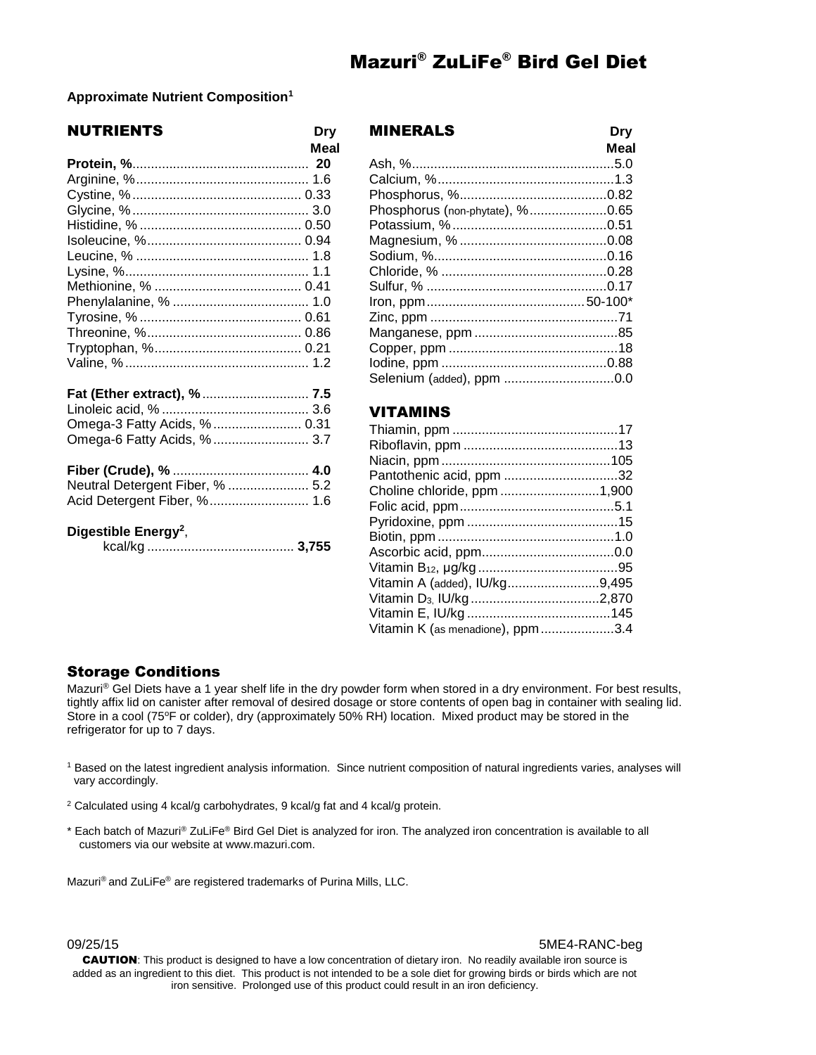# Mazuri® ZuLiFe® Bird Gel Diet

**Approximate Nutrient Composition**[1]

| NUTRIENTS | Dry Meal |
|---|---|
| **Protein, %** | **20** |
| Arginine, % | 1.6 |
| Cystine, % | 0.33 |
| Glycine, % | 3.0 |
| Histidine, % | 0.50 |
| Isoleucine, % | 0.94 |
| Leucine, % | 1.8 |
| Lysine, % | 1.1 |
| Methionine, % | 0.41 |
| Phenylalanine, % | 1.0 |
| Tyrosine, % | 0.61 |
| Threonine, % | 0.86 |
| Tryptophan, % | 0.21 |
| Valine, % | 1.2 |
| **Fat (Ether extract), %** | **7.5** |
| Linoleic acid, % | 3.6 |
| Omega-3 Fatty Acids, % | 0.31 |
| Omega-6 Fatty Acids, % | 3.7 |
| **Fiber (Crude), %** | **4.0** |
| Neutral Detergent Fiber, % | 5.2 |
| Acid Detergent Fiber, % | 1.6 |
| **Digestible Energy**[2], kcal/kg | **3,755** |

| MINERALS | Dry Meal |
|---|---|
| Ash, % | 5.0 |
| Calcium, % | 1.3 |
| Phosphorus, % | 0.82 |
| Phosphorus (non-phytate), % | 0.65 |
| Potassium, % | 0.51 |
| Magnesium, % | 0.08 |
| Sodium, % | 0.16 |
| Chloride, % | 0.28 |
| Sulfur, % | 0.17 |
| Iron, ppm | 50-100* |
| Zinc, ppm | 71 |
| Manganese, ppm | 85 |
| Copper, ppm | 18 |
| Iodine, ppm | 0.88 |
| Selenium (added), ppm | 0.0 |

| VITAMINS | |
|---|---|
| Thiamin, ppm | 17 |
| Riboflavin, ppm | 13 |
| Niacin, ppm | 105 |
| Pantothenic acid, ppm | 32 |
| Choline chloride, ppm | 1,900 |
| Folic acid, ppm | 5.1 |
| Pyridoxine, ppm | 15 |
| Biotin, ppm | 1.0 |
| Ascorbic acid, ppm | 0.0 |
| Vitamin $B_{12}$, µg/kg | 95 |
| Vitamin A (added), IU/kg | 9,495 |
| Vitamin $D_3$, IU/kg | 2,870 |
| Vitamin E, IU/kg | 145 |
| Vitamin K (as menadione), ppm | 3.4 |

## Storage Conditions

Mazuri® Gel Diets have a 1 year shelf life in the dry powder form when stored in a dry environment. For best results, tightly affix lid on canister after removal of desired dosage or store contents of open bag in container with sealing lid. Store in a cool (75ºF or colder), dry (approximately 50% RH) location. Mixed product may be stored in the refrigerator for up to 7 days.

[1] Based on the latest ingredient analysis information. Since nutrient composition of natural ingredients varies, analyses will vary accordingly.

[2] Calculated using 4 kcal/g carbohydrates, 9 kcal/g fat and 4 kcal/g protein.

\* Each batch of Mazuri® ZuLiFe® Bird Gel Diet is analyzed for iron. The analyzed iron concentration is available to all customers via our website at www.mazuri.com.

Mazuri® and ZuLiFe® are registered trademarks of Purina Mills, LLC.

09/25/15 5ME4-RANC-beg

**CAUTION**: This product is designed to have a low concentration of dietary iron. No readily available iron source is added as an ingredient to this diet. This product is not intended to be a sole diet for growing birds or birds which are not iron sensitive. Prolonged use of this product could result in an iron deficiency.